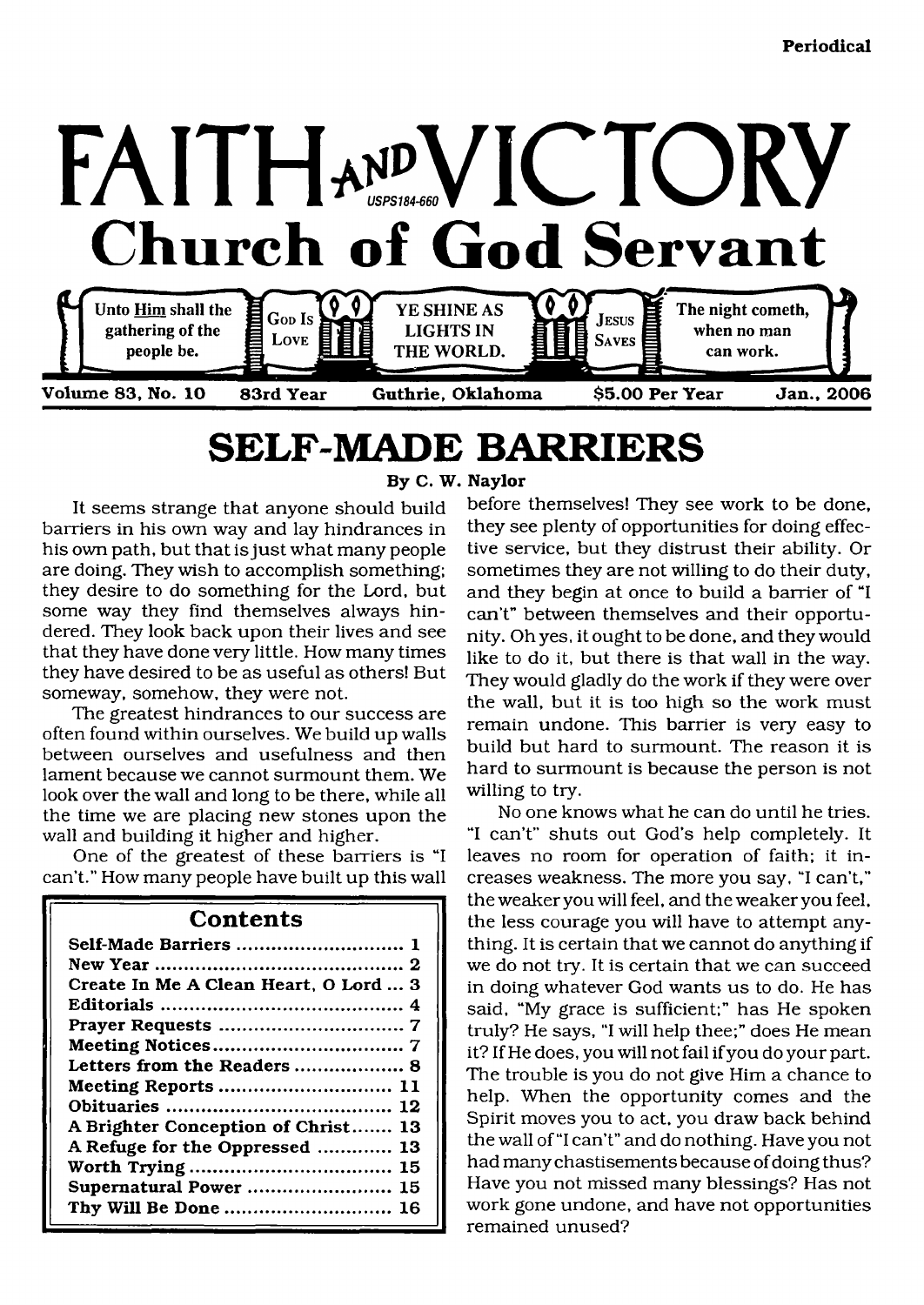Periodical

# FAITH AND VICTORY

USPS184-660

## Church of God Servant

Unto <u>Him</u> shall the gathering of the people be. | God Is Love | YE SHINE AS LIGHTS IN THE WORLD. | Jesus Saves | The night cometh, when no man can work.

**Volume 83, No. 10 — 83rd Year — Guthrie, Oklahoma — $5.00 Per Year — Jan., 2006**

# SELF-MADE BARRIERS

**By C. W. Naylor**

It seems strange that anyone should build barriers in his own way and lay hindrances in his own path, but that is just what many people are doing. They wish to accomplish something; they desire to do something for the Lord, but some way they find themselves always hindered. They look back upon their lives and see that they have done very little. How many times they have desired to be as useful as others! But someway, somehow, they were not.

The greatest hindrances to our success are often found within ourselves. We build up walls between ourselves and usefulness and then lament because we cannot surmount them. We look over the wall and long to be there, while all the time we are placing new stones upon the wall and building it higher and higher.

One of the greatest of these barriers is "I can't." How many people have built up this wall before themselves! They see work to be done, they see plenty of opportunities for doing effective service, but they distrust their ability. Or sometimes they are not willing to do their duty, and they begin at once to build a barrier of "I can't" between themselves and their opportunity. Oh yes, it ought to be done, and they would like to do it, but there is that wall in the way. They would gladly do the work if they were over the wall, but it is too high so the work must remain undone. This barrier is very easy to build but hard to surmount. The reason it is hard to surmount is because the person is not willing to try.

No one knows what he can do until he tries. "I can't" shuts out God's help completely. It leaves no room for operation of faith; it increases weakness. The more you say, "I can't," the weaker you will feel, and the weaker you feel, the less courage you will have to attempt anything. It is certain that we cannot do anything if we do not try. It is certain that we can succeed in doing whatever God wants us to do. He has said, "My grace is sufficient;" has He spoken truly? He says, "I will help thee;" does He mean it? If He does, you will not fail if you do your part. The trouble is you do not give Him a chance to help. When the opportunity comes and the Spirit moves you to act, you draw back behind the wall of "I can't" and do nothing. Have you not had many chastisements because of doing thus? Have you not missed many blessings? Has not work gone undone, and have not opportunities remained unused?

| Contents | |
|---|---|
| Self-Made Barriers | 1 |
| New Year | 2 |
| Create In Me A Clean Heart, O Lord | 3 |
| Editorials | 4 |
| Prayer Requests | 7 |
| Meeting Notices | 7 |
| Letters from the Readers | 8 |
| Meeting Reports | 11 |
| Obituaries | 12 |
| A Brighter Conception of Christ | 13 |
| A Refuge for the Oppressed | 13 |
| Worth Trying | 15 |
| Supernatural Power | 15 |
| Thy Will Be Done | 16 |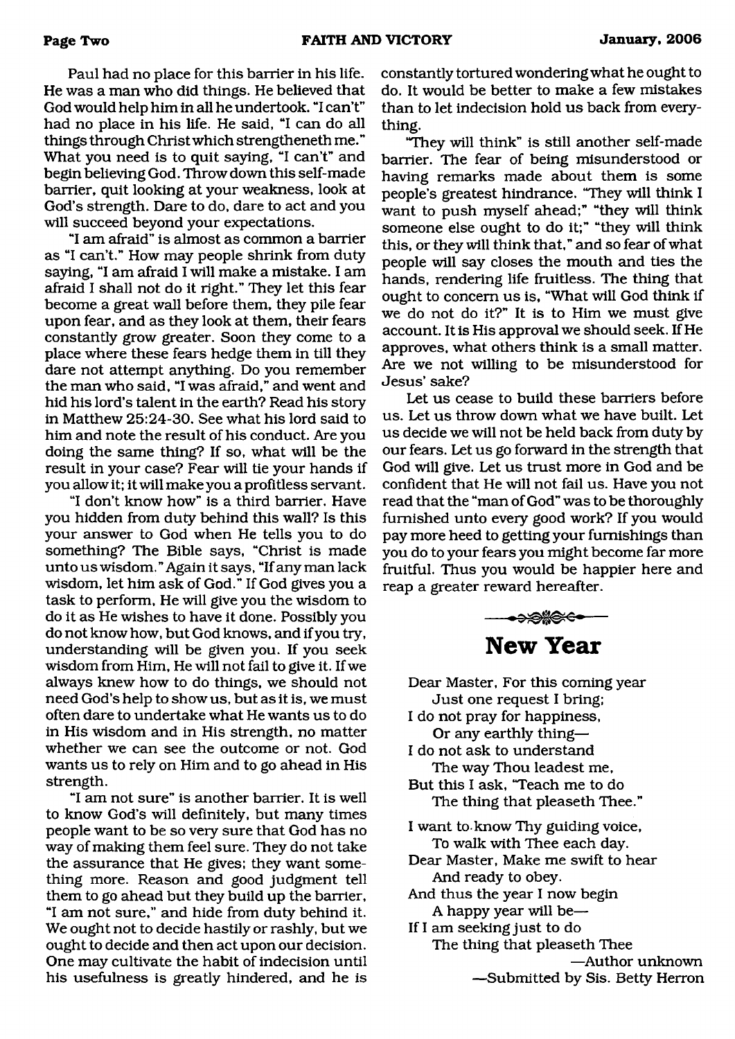Paul had no place for this barrier in his life. He was a man who did things. He believed that God would help him in all he undertook. "I can't" had no place in his life. He said, "I can do all things through Christ which strengtheneth me." What you need is to quit saying, "I can't" and begin believing God. Throw down this self-made barrier, quit looking at your weakness, look at God's strength. Dare to do, dare to act and you will succeed beyond your expectations.

"I am afraid" is almost as common a barrier as "I can't." How may people shrink from duty saying, "I am afraid I will make a mistake. I am afraid I shall not do it right." They let this fear become a great wall before them, they pile fear upon fear, and as they look at them, their fears constantly grow greater. Soon they come to a place where these fears hedge them in till they dare not attempt anything. Do you remember the man who said, "I was afraid," and went and hid his lord's talent in the earth? Read his story in Matthew 25:24-30. See what his lord said to him and note the result of his conduct. Are you doing the same thing? If so, what will be the result in your case? Fear will tie your hands if you allow it; it will make you a profitless servant.

"I don't know how" is a third barrier. Have you hidden from duty behind this wall? Is this your answer to God when He tells you to do something? The Bible says, "Christ is made unto us wisdom." Again it says, "If any man lack wisdom, let him ask of God." If God gives you a task to perform, He will give you the wisdom to do it as He wishes to have it done. Possibly you do not know how, but God knows, and if you try, understanding will be given you. If you seek wisdom from Him, He will not fail to give it. If we always knew how to do things, we should not need God's help to show us, but as it is, we must often dare to undertake what He wants us to do in His wisdom and in His strength, no matter whether we can see the outcome or not. God wants us to rely on Him and to go ahead in His strength.

"I am not sure" is another barrier. It is well to know God's will definitely, but many times people want to be so very sure that God has no way of making them feel sure. They do not take the assurance that He gives; they want something more. Reason and good judgment tell them to go ahead but they build up the barrier, "I am not sure," and hide from duty behind it. We ought not to decide hastily or rashly, but we ought to decide and then act upon our decision. One may cultivate the habit of indecision until his usefulness is greatly hindered, and he is constantly tortured wondering what he ought to do. It would be better to make a few mistakes than to let indecision hold us back from everything.

"They will think" is still another self-made barrier. The fear of being misunderstood or having remarks made about them is some people's greatest hindrance. "They will think I want to push myself ahead;" "they will think someone else ought to do it;" "they will think this, or they will think that," and so fear of what people will say closes the mouth and ties the hands, rendering life fruitless. The thing that ought to concern us is, "What will God think if we do not do it?" It is to Him we must give account. It is His approval we should seek. If He approves, what others think is a small matter. Are we not willing to be misunderstood for Jesus' sake?

Let us cease to build these barriers before us. Let us throw down what we have built. Let us decide we will not be held back from duty by our fears. Let us go forward in the strength that God will give. Let us trust more in God and be confident that He will not fail us. Have you not read that the "man of God" was to be thoroughly furnished unto every good work? If you would pay more heed to getting your furnishings than you do to your fears you might become far more fruitful. Thus you would be happier here and reap a greater reward hereafter.

## New Year

Dear Master, For this coming year
Just one request I bring;
I do not pray for happiness,
Or any earthly thing—
I do not ask to understand
The way Thou leadest me,
But this I ask, "Teach me to do
The thing that pleaseth Thee."

I want to know Thy guiding voice,
To walk with Thee each day.
Dear Master, Make me swift to hear
And ready to obey.
And thus the year I now begin
A happy year will be—
If I am seeking just to do
The thing that pleaseth Thee

—Author unknown
—Submitted by Sis. Betty Herron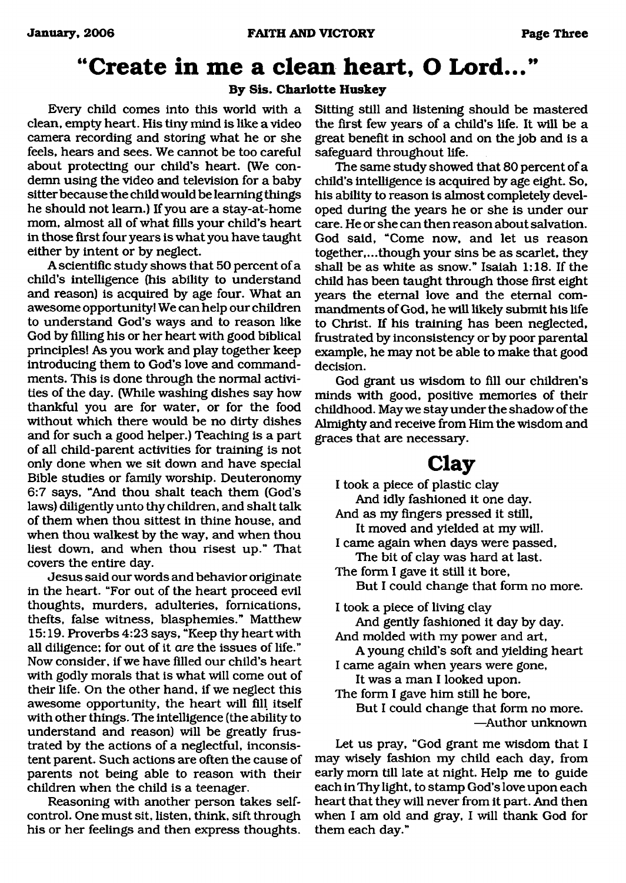# "Create in me a clean heart, O Lord..."

**By Sis. Charlotte Huskey**

Every child comes into this world with a clean, empty heart. His tiny mind is like a video camera recording and storing what he or she feels, hears and sees. We cannot be too careful about protecting our child's heart. (We condemn using the video and television for a baby sitter because the child would be learning things he should not learn.) If you are a stay-at-home mom, almost all of what fills your child's heart in those first four years is what you have taught either by intent or by neglect.

A scientific study shows that 50 percent of a child's intelligence (his ability to understand and reason) is acquired by age four. What an awesome opportunity! We can help our children to understand God's ways and to reason like God by filling his or her heart with good biblical principles! As you work and play together keep introducing them to God's love and commandments. This is done through the normal activities of the day. (While washing dishes say how thankful you are for water, or for the food without which there would be no dirty dishes and for such a good helper.) Teaching is a part of all child-parent activities for training is not only done when we sit down and have special Bible studies or family worship. Deuteronomy 6:7 says, "And thou shalt teach them (God's laws) diligently unto thy children, and shalt talk of them when thou sittest in thine house, and when thou walkest by the way, and when thou liest down, and when thou risest up." That covers the entire day.

Jesus said our words and behavior originate in the heart. "For out of the heart proceed evil thoughts, murders, adulteries, fornications, thefts, false witness, blasphemies." Matthew 15:19. Proverbs 4:23 says, "Keep thy heart with all diligence; for out of it *are* the issues of life." Now consider, if we have filled our child's heart with godly morals that is what will come out of their life. On the other hand, if we neglect this awesome opportunity, the heart will fill itself with other things. The intelligence (the ability to understand and reason) will be greatly frustrated by the actions of a neglectful, inconsistent parent. Such actions are often the cause of parents not being able to reason with their children when the child is a teenager.

Reasoning with another person takes self-control. One must sit, listen, think, sift through his or her feelings and then express thoughts. Sitting still and listening should be mastered the first few years of a child's life. It will be a great benefit in school and on the job and is a safeguard throughout life.

The same study showed that 80 percent of a child's intelligence is acquired by age eight. So, his ability to reason is almost completely developed during the years he or she is under our care. He or she can then reason about salvation. God said, "Come now, and let us reason together,...though your sins be as scarlet, they shall be as white as snow." Isaiah 1:18. If the child has been taught through those first eight years the eternal love and the eternal commandments of God, he will likely submit his life to Christ. If his training has been neglected, frustrated by inconsistency or by poor parental example, he may not be able to make that good decision.

God grant us wisdom to fill our children's minds with good, positive memories of their childhood. May we stay under the shadow of the Almighty and receive from Him the wisdom and graces that are necessary.

## Clay

I took a piece of plastic clay  
And idly fashioned it one day.  
And as my fingers pressed it still,  
It moved and yielded at my will.  
I came again when days were passed,  
The bit of clay was hard at last.  
The form I gave it still it bore,  
But I could change that form no more.

I took a piece of living clay  
And gently fashioned it day by day.  
And molded with my power and art,  
A young child's soft and yielding heart  
I came again when years were gone,  
It was a man I looked upon.  
The form I gave him still he bore,  
But I could change that form no more.

—Author unknown

Let us pray, "God grant me wisdom that I may wisely fashion my child each day, from early morn till late at night. Help me to guide each in Thy light, to stamp God's love upon each heart that they will never from it part. And then when I am old and gray, I will thank God for them each day."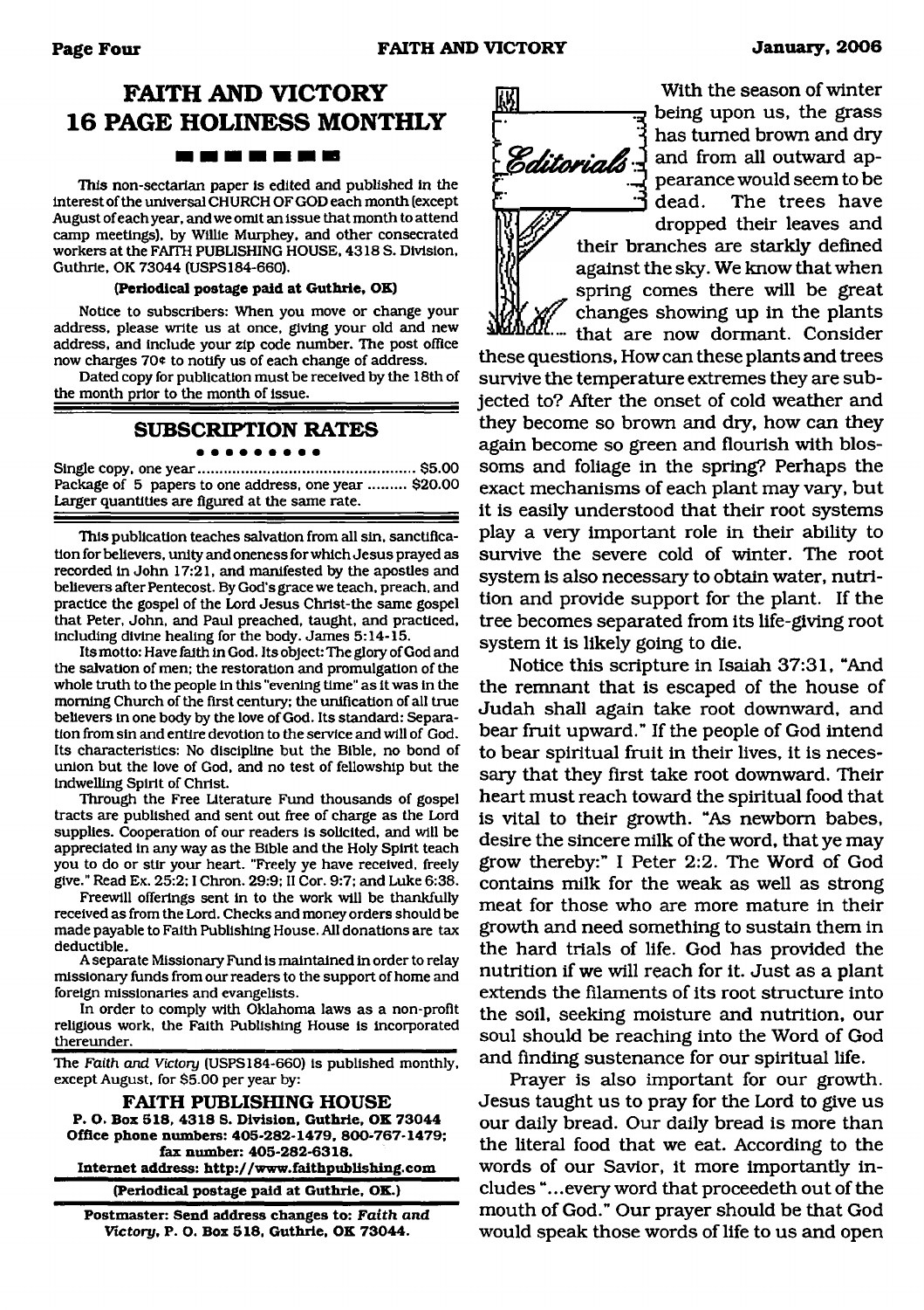# FAITH AND VICTORY 16 PAGE HOLINESS MONTHLY

This non-sectarian paper is edited and published in the interest of the universal CHURCH OF GOD each month (except August of each year, and we omit an issue that month to attend camp meetings), by Willie Murphey, and other consecrated workers at the FAITH PUBLISHING HOUSE, 4318 S. Division, Guthrie, OK 73044 (USPS184-660).

**(Periodical postage paid at Guthrie, OK)**

Notice to subscribers: When you move or change your address, please write us at once, giving your old and new address, and include your zip code number. The post office now charges 70¢ to notify us of each change of address.

Dated copy for publication must be received by the 18th of the month prior to the month of issue.

## SUBSCRIPTION RATES

Single copy, one year ............................................ $5.00
Package of 5 papers to one address, one year ......... $20.00
Larger quantities are figured at the same rate.

This publication teaches salvation from all sin, sanctification for believers, unity and oneness for which Jesus prayed as recorded in John 17:21, and manifested by the apostles and believers after Pentecost. By God's grace we teach, preach, and practice the gospel of the Lord Jesus Christ-the same gospel that Peter, John, and Paul preached, taught, and practiced, including divine healing for the body. James 5:14-15.

Its motto: Have faith in God. Its object: The glory of God and the salvation of men; the restoration and promulgation of the whole truth to the people in this "evening time" as it was in the morning Church of the first century; the unification of all true believers in one body by the love of God. Its standard: Separation from sin and entire devotion to the service and will of God. Its characteristics: No discipline but the Bible, no bond of union but the love of God, and no test of fellowship but the indwelling Spirit of Christ.

Through the Free Literature Fund thousands of gospel tracts are published and sent out free of charge as the Lord supplies. Cooperation of our readers is solicited, and will be appreciated in any way as the Bible and the Holy Spirit teach you to do or stir your heart. "Freely ye have received, freely give." Read Ex. 25:2; I Chron. 29:9; II Cor. 9:7; and Luke 6:38.

Freewill offerings sent in to the work will be thankfully received as from the Lord. Checks and money orders should be made payable to Faith Publishing House. All donations are tax deductible.

A separate Missionary Fund is maintained in order to relay missionary funds from our readers to the support of home and foreign missionaries and evangelists.

In order to comply with Oklahoma laws as a non-profit religious work, the Faith Publishing House is incorporated thereunder.

The *Faith and Victory* (USPS184-660) is published monthly, except August, for $5.00 per year by:

**FAITH PUBLISHING HOUSE**
**P. O. Box 518, 4318 S. Division, Guthrie, OK 73044**
**Office phone numbers: 405-282-1479, 800-767-1479; fax number: 405-282-6318.**
**Internet address: http://www.faithpublishing.com**

**(Periodical postage paid at Guthrie, OK.)**

**Postmaster: Send address changes to: *Faith and Victory*, P. O. Box 518, Guthrie, OK 73044.**

## Editorials

With the season of winter being upon us, the grass has turned brown and dry and from all outward appearance would seem to be dead. The trees have dropped their leaves and their branches are starkly defined against the sky. We know that when spring comes there will be great changes showing up in the plants that are now dormant. Consider these questions, How can these plants and trees survive the temperature extremes they are subjected to? After the onset of cold weather and they become so brown and dry, how can they again become so green and flourish with blossoms and foliage in the spring? Perhaps the exact mechanisms of each plant may vary, but it is easily understood that their root systems play a very important role in their ability to survive the severe cold of winter. The root system is also necessary to obtain water, nutrition and provide support for the plant. If the tree becomes separated from its life-giving root system it is likely going to die.

Notice this scripture in Isaiah 37:31, "And the remnant that is escaped of the house of Judah shall again take root downward, and bear fruit upward." If the people of God intend to bear spiritual fruit in their lives, it is necessary that they first take root downward. Their heart must reach toward the spiritual food that is vital to their growth. "As newborn babes, desire the sincere milk of the word, that ye may grow thereby:" I Peter 2:2. The Word of God contains milk for the weak as well as strong meat for those who are more mature in their growth and need something to sustain them in the hard trials of life. God has provided the nutrition if we will reach for it. Just as a plant extends the filaments of its root structure into the soil, seeking moisture and nutrition, our soul should be reaching into the Word of God and finding sustenance for our spiritual life.

Prayer is also important for our growth. Jesus taught us to pray for the Lord to give us our daily bread. Our daily bread is more than the literal food that we eat. According to the words of our Savior, it more importantly includes "...every word that proceedeth out of the mouth of God." Our prayer should be that God would speak those words of life to us and open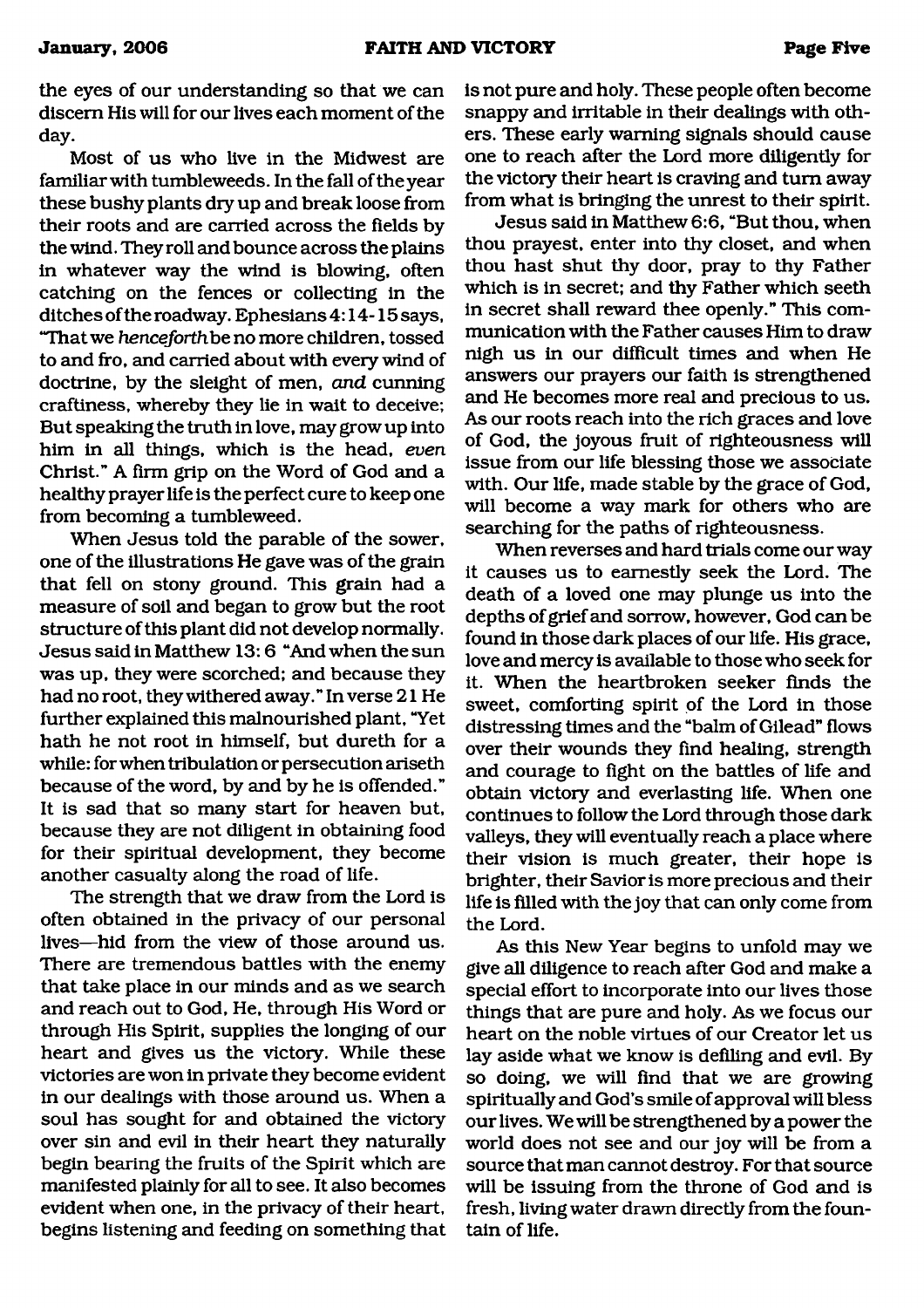the eyes of our understanding so that we can discern His will for our lives each moment of the day.

Most of us who live in the Midwest are familiar with tumbleweeds. In the fall of the year these bushy plants dry up and break loose from their roots and are carried across the fields by the wind. They roll and bounce across the plains in whatever way the wind is blowing, often catching on the fences or collecting in the ditches of the roadway. Ephesians 4:14-15 says, "That we *henceforth* be no more children, tossed to and fro, and carried about with every wind of doctrine, by the sleight of men, *and* cunning craftiness, whereby they lie in wait to deceive; But speaking the truth in love, may grow up into him in all things, which is the head, *even* Christ." A firm grip on the Word of God and a healthy prayer life is the perfect cure to keep one from becoming a tumbleweed.

When Jesus told the parable of the sower, one of the illustrations He gave was of the grain that fell on stony ground. This grain had a measure of soil and began to grow but the root structure of this plant did not develop normally. Jesus said in Matthew 13: 6 "And when the sun was up, they were scorched; and because they had no root, they withered away." In verse 21 He further explained this malnourished plant, "Yet hath he not root in himself, but dureth for a while: for when tribulation or persecution ariseth because of the word, by and by he is offended." It is sad that so many start for heaven but, because they are not diligent in obtaining food for their spiritual development, they become another casualty along the road of life.

The strength that we draw from the Lord is often obtained in the privacy of our personal lives—hid from the view of those around us. There are tremendous battles with the enemy that take place in our minds and as we search and reach out to God, He, through His Word or through His Spirit, supplies the longing of our heart and gives us the victory. While these victories are won in private they become evident in our dealings with those around us. When a soul has sought for and obtained the victory over sin and evil in their heart they naturally begin bearing the fruits of the Spirit which are manifested plainly for all to see. It also becomes evident when one, in the privacy of their heart, begins listening and feeding on something that is not pure and holy. These people often become snappy and irritable in their dealings with others. These early warning signals should cause one to reach after the Lord more diligently for the victory their heart is craving and turn away from what is bringing the unrest to their spirit.

Jesus said in Matthew 6:6, "But thou, when thou prayest, enter into thy closet, and when thou hast shut thy door, pray to thy Father which is in secret; and thy Father which seeth in secret shall reward thee openly." This communication with the Father causes Him to draw nigh us in our difficult times and when He answers our prayers our faith is strengthened and He becomes more real and precious to us. As our roots reach into the rich graces and love of God, the joyous fruit of righteousness will issue from our life blessing those we associate with. Our life, made stable by the grace of God, will become a way mark for others who are searching for the paths of righteousness.

When reverses and hard trials come our way it causes us to earnestly seek the Lord. The death of a loved one may plunge us into the depths of grief and sorrow, however, God can be found in those dark places of our life. His grace, love and mercy is available to those who seek for it. When the heartbroken seeker finds the sweet, comforting spirit of the Lord in those distressing times and the "balm of Gilead" flows over their wounds they find healing, strength and courage to fight on the battles of life and obtain victory and everlasting life. When one continues to follow the Lord through those dark valleys, they will eventually reach a place where their vision is much greater, their hope is brighter, their Savior is more precious and their life is filled with the joy that can only come from the Lord.

As this New Year begins to unfold may we give all diligence to reach after God and make a special effort to incorporate into our lives those things that are pure and holy. As we focus our heart on the noble virtues of our Creator let us lay aside what we know is defiling and evil. By so doing, we will find that we are growing spiritually and God's smile of approval will bless our lives. We will be strengthened by a power the world does not see and our joy will be from a source that man cannot destroy. For that source will be issuing from the throne of God and is fresh, living water drawn directly from the fountain of life.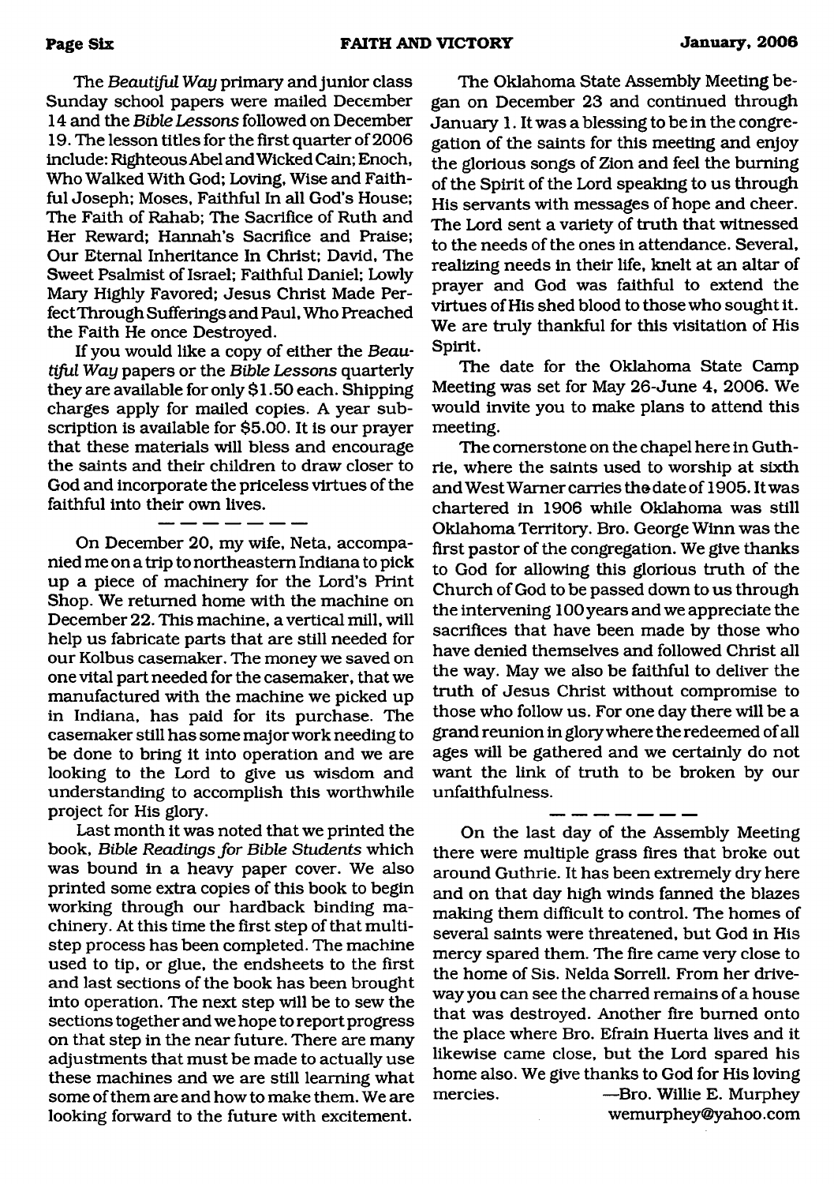The *Beautiful Way* primary and junior class Sunday school papers were mailed December 14 and the *Bible Lessons* followed on December 19. The lesson titles for the first quarter of 2006 include: Righteous Abel and Wicked Cain; Enoch, Who Walked With God; Loving, Wise and Faithful Joseph; Moses, Faithful In all God's House; The Faith of Rahab; The Sacrifice of Ruth and Her Reward; Hannah's Sacrifice and Praise; Our Eternal Inheritance In Christ; David, The Sweet Psalmist of Israel; Faithful Daniel; Lowly Mary Highly Favored; Jesus Christ Made Perfect Through Sufferings and Paul, Who Preached the Faith He once Destroyed.

If you would like a copy of either the *Beautiful Way* papers or the *Bible Lessons* quarterly they are available for only $1.50 each. Shipping charges apply for mailed copies. A year subscription is available for $5.00. It is our prayer that these materials will bless and encourage the saints and their children to draw closer to God and incorporate the priceless virtues of the faithful into their own lives.

— — — — — — —

On December 20, my wife, Neta, accompanied me on a trip to northeastern Indiana to pick up a piece of machinery for the Lord's Print Shop. We returned home with the machine on December 22. This machine, a vertical mill, will help us fabricate parts that are still needed for our Kolbus casemaker. The money we saved on one vital part needed for the casemaker, that we manufactured with the machine we picked up in Indiana, has paid for its purchase. The casemaker still has some major work needing to be done to bring it into operation and we are looking to the Lord to give us wisdom and understanding to accomplish this worthwhile project for His glory.

Last month it was noted that we printed the book, *Bible Readings for Bible Students* which was bound in a heavy paper cover. We also printed some extra copies of this book to begin working through our hardback binding machinery. At this time the first step of that multistep process has been completed. The machine used to tip, or glue, the endsheets to the first and last sections of the book has been brought into operation. The next step will be to sew the sections together and we hope to report progress on that step in the near future. There are many adjustments that must be made to actually use these machines and we are still learning what some of them are and how to make them. We are looking forward to the future with excitement.

The Oklahoma State Assembly Meeting began on December 23 and continued through January 1. It was a blessing to be in the congregation of the saints for this meeting and enjoy the glorious songs of Zion and feel the burning of the Spirit of the Lord speaking to us through His servants with messages of hope and cheer. The Lord sent a variety of truth that witnessed to the needs of the ones in attendance. Several, realizing needs in their life, knelt at an altar of prayer and God was faithful to extend the virtues of His shed blood to those who sought it. We are truly thankful for this visitation of His Spirit.

The date for the Oklahoma State Camp Meeting was set for May 26-June 4, 2006. We would invite you to make plans to attend this meeting.

The cornerstone on the chapel here in Guthrie, where the saints used to worship at sixth and West Warner carries the date of 1905. It was chartered in 1906 while Oklahoma was still Oklahoma Territory. Bro. George Winn was the first pastor of the congregation. We give thanks to God for allowing this glorious truth of the Church of God to be passed down to us through the intervening 100 years and we appreciate the sacrifices that have been made by those who have denied themselves and followed Christ all the way. May we also be faithful to deliver the truth of Jesus Christ without compromise to those who follow us. For one day there will be a grand reunion in glory where the redeemed of all ages will be gathered and we certainly do not want the link of truth to be broken by our unfaithfulness.

— — — — — — —

On the last day of the Assembly Meeting there were multiple grass fires that broke out around Guthrie. It has been extremely dry here and on that day high winds fanned the blazes making them difficult to control. The homes of several saints were threatened, but God in His mercy spared them. The fire came very close to the home of Sis. Nelda Sorrell. From her driveway you can see the charred remains of a house that was destroyed. Another fire burned onto the place where Bro. Efrain Huerta lives and it likewise came close, but the Lord spared his home also. We give thanks to God for His loving mercies.

—Bro. Willie E. Murphey
wemurphey@yahoo.com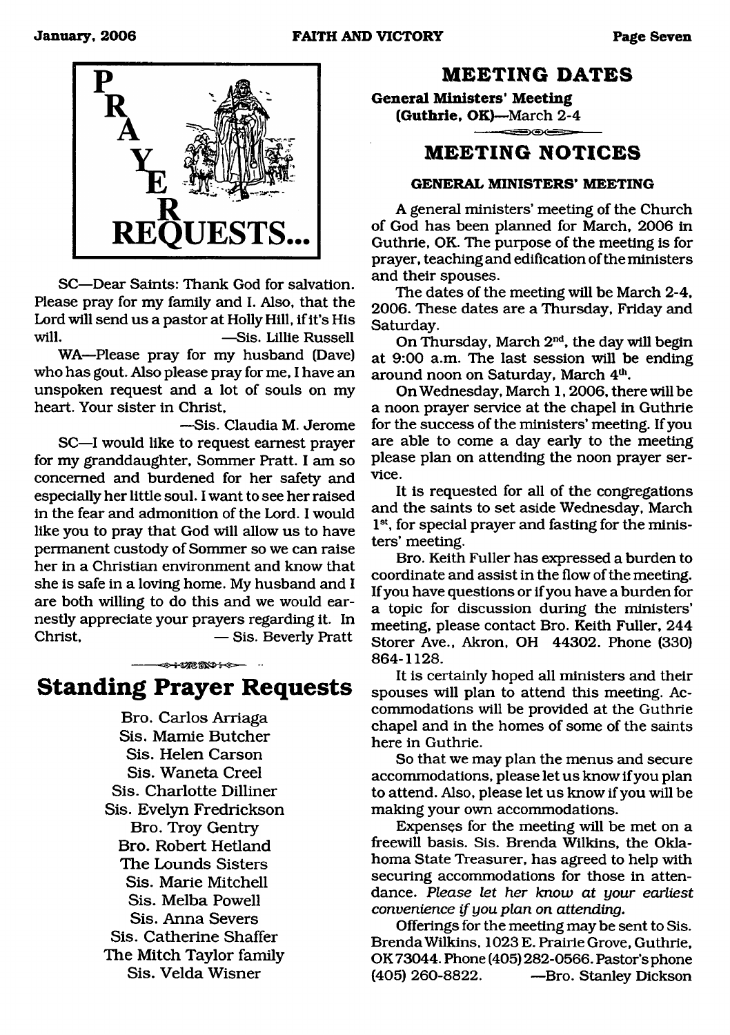# PRAYER REQUESTS...

SC—Dear Saints: Thank God for salvation. Please pray for my family and I. Also, that the Lord will send us a pastor at Holly Hill, if it's His will. —Sis. Lillie Russell

WA—Please pray for my husband (Dave) who has gout. Also please pray for me, I have an unspoken request and a lot of souls on my heart. Your sister in Christ,

—Sis. Claudia M. Jerome

SC—I would like to request earnest prayer for my granddaughter, Sommer Pratt. I am so concerned and burdened for her safety and especially her little soul. I want to see her raised in the fear and admonition of the Lord. I would like you to pray that God will allow us to have permanent custody of Sommer so we can raise her in a Christian environment and know that she is safe in a loving home. My husband and I are both willing to do this and we would earnestly appreciate your prayers regarding it. In Christ, — Sis. Beverly Pratt

## Standing Prayer Requests

Bro. Carlos Arriaga
Sis. Mamie Butcher
Sis. Helen Carson
Sis. Waneta Creel
Sis. Charlotte Dilliner
Sis. Evelyn Fredrickson
Bro. Troy Gentry
Bro. Robert Hetland
The Lounds Sisters
Sis. Marie Mitchell
Sis. Melba Powell
Sis. Anna Severs
Sis. Catherine Shaffer
The Mitch Taylor family
Sis. Velda Wisner

## MEETING DATES

**General Ministers' Meeting (Guthrie, OK)**—March 2-4

## MEETING NOTICES

### GENERAL MINISTERS' MEETING

A general ministers' meeting of the Church of God has been planned for March, 2006 in Guthrie, OK. The purpose of the meeting is for prayer, teaching and edification of the ministers and their spouses.

The dates of the meeting will be March 2-4, 2006. These dates are a Thursday, Friday and Saturday.

On Thursday, March 2nd, the day will begin at 9:00 a.m. The last session will be ending around noon on Saturday, March 4th.

On Wednesday, March 1, 2006, there will be a noon prayer service at the chapel in Guthrie for the success of the ministers' meeting. If you are able to come a day early to the meeting please plan on attending the noon prayer service.

It is requested for all of the congregations and the saints to set aside Wednesday, March 1st, for special prayer and fasting for the ministers' meeting.

Bro. Keith Fuller has expressed a burden to coordinate and assist in the flow of the meeting. If you have questions or if you have a burden for a topic for discussion during the ministers' meeting, please contact Bro. Keith Fuller, 244 Storer Ave., Akron, OH 44302. Phone (330) 864-1128.

It is certainly hoped all ministers and their spouses will plan to attend this meeting. Accommodations will be provided at the Guthrie chapel and in the homes of some of the saints here in Guthrie.

So that we may plan the menus and secure accommodations, please let us know if you plan to attend. Also, please let us know if you will be making your own accommodations.

Expenses for the meeting will be met on a freewill basis. Sis. Brenda Wilkins, the Oklahoma State Treasurer, has agreed to help with securing accommodations for those in attendance. *Please let her know at your earliest convenience if you plan on attending.*

Offerings for the meeting may be sent to Sis. Brenda Wilkins, 1023 E. Prairie Grove, Guthrie, OK 73044. Phone (405) 282-0566. Pastor's phone (405) 260-8822. —Bro. Stanley Dickson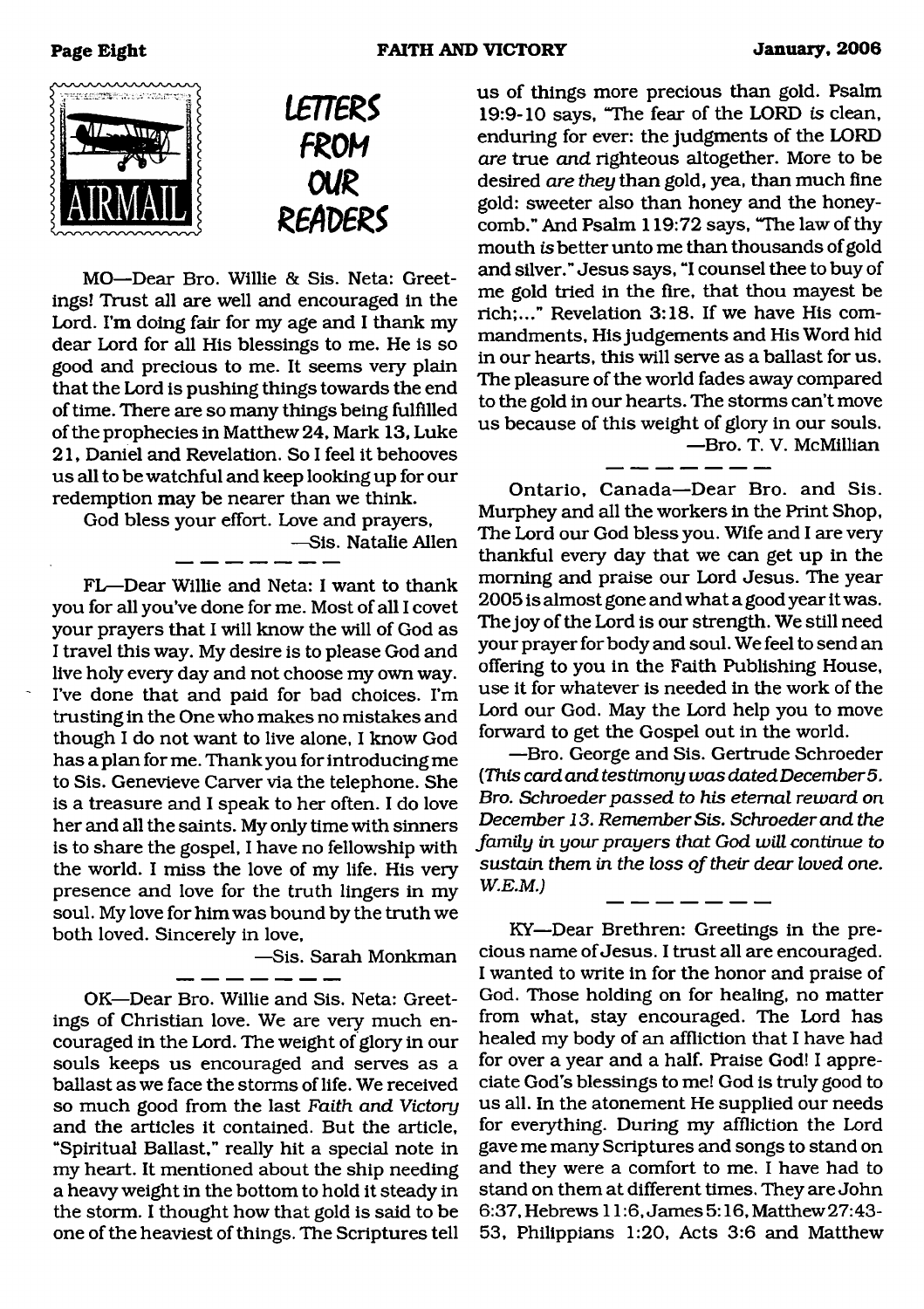# LETTERS FROM OUR READERS

MO—Dear Bro. Willie & Sis. Neta: Greetings! Trust all are well and encouraged in the Lord. I'm doing fair for my age and I thank my dear Lord for all His blessings to me. He is so good and precious to me. It seems very plain that the Lord is pushing things towards the end of time. There are so many things being fulfilled of the prophecies in Matthew 24, Mark 13, Luke 21, Daniel and Revelation. So I feel it behooves us all to be watchful and keep looking up for our redemption may be nearer than we think.

God bless your effort. Love and prayers,

—Sis. Natalie Allen

---

FL—Dear Willie and Neta: I want to thank you for all you've done for me. Most of all I covet your prayers that I will know the will of God as I travel this way. My desire is to please God and live holy every day and not choose my own way. I've done that and paid for bad choices. I'm trusting in the One who makes no mistakes and though I do not want to live alone, I know God has a plan for me. Thank you for introducing me to Sis. Genevieve Carver via the telephone. She is a treasure and I speak to her often. I do love her and all the saints. My only time with sinners is to share the gospel, I have no fellowship with the world. I miss the love of my life. His very presence and love for the truth lingers in my soul. My love for him was bound by the truth we both loved. Sincerely in love,

—Sis. Sarah Monkman

---

OK—Dear Bro. Willie and Sis. Neta: Greetings of Christian love. We are very much encouraged in the Lord. The weight of glory in our souls keeps us encouraged and serves as a ballast as we face the storms of life. We received so much good from the last *Faith and Victory* and the articles it contained. But the article, "Spiritual Ballast," really hit a special note in my heart. It mentioned about the ship needing a heavy weight in the bottom to hold it steady in the storm. I thought how that gold is said to be one of the heaviest of things. The Scriptures tell us of things more precious than gold. Psalm 19:9-10 says, "The fear of the LORD *is* clean, enduring for ever: the judgments of the LORD *are* true *and* righteous altogether. More to be desired *are they* than gold, yea, than much fine gold: sweeter also than honey and the honey-comb." And Psalm 119:72 says, "The law of thy mouth *is* better unto me than thousands of gold and silver." Jesus says, "I counsel thee to buy of me gold tried in the fire, that thou mayest be rich;..." Revelation 3:18. If we have His commandments, His judgements and His Word hid in our hearts, this will serve as a ballast for us. The pleasure of the world fades away compared to the gold in our hearts. The storms can't move us because of this weight of glory in our souls.

—Bro. T. V. McMillian

---

Ontario, Canada—Dear Bro. and Sis. Murphey and all the workers in the Print Shop, The Lord our God bless you. Wife and I are very thankful every day that we can get up in the morning and praise our Lord Jesus. The year 2005 is almost gone and what a good year it was. The joy of the Lord is our strength. We still need your prayer for body and soul. We feel to send an offering to you in the Faith Publishing House, use it for whatever is needed in the work of the Lord our God. May the Lord help you to move forward to get the Gospel out in the world.

—Bro. George and Sis. Gertrude Schroeder

*(This card and testimony was dated December 5. Bro. Schroeder passed to his eternal reward on December 13. Remember Sis. Schroeder and the family in your prayers that God will continue to sustain them in the loss of their dear loved one. W.E.M.)*

---

KY—Dear Brethren: Greetings in the precious name of Jesus. I trust all are encouraged. I wanted to write in for the honor and praise of God. Those holding on for healing, no matter from what, stay encouraged. The Lord has healed my body of an affliction that I have had for over a year and a half. Praise God! I appreciate God's blessings to me! God is truly good to us all. In the atonement He supplied our needs for everything. During my affliction the Lord gave me many Scriptures and songs to stand on and they were a comfort to me. I have had to stand on them at different times. They are John 6:37, Hebrews 11:6, James 5:16, Matthew 27:43-53, Philippians 1:20, Acts 3:6 and Matthew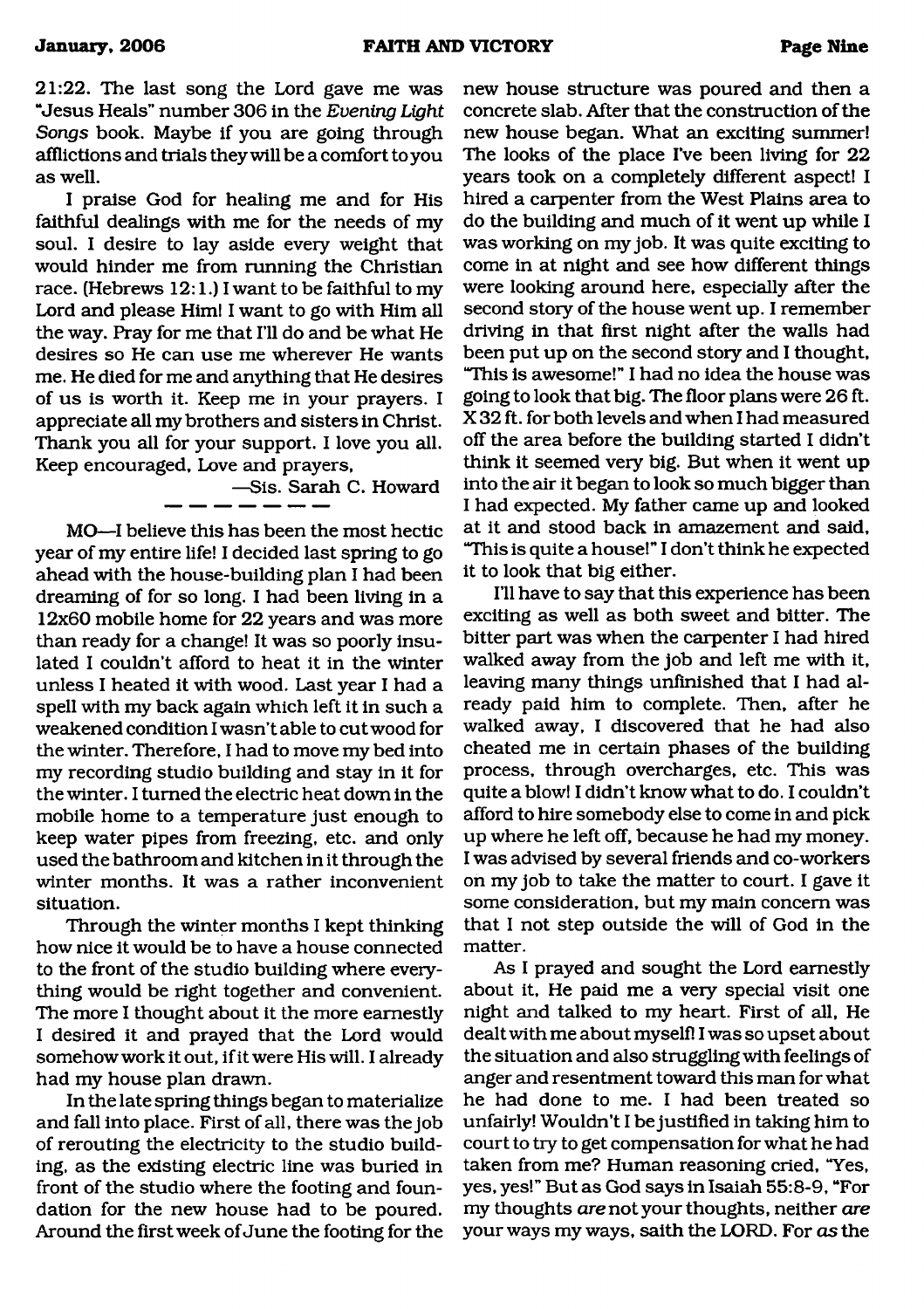21:22. The last song the Lord gave me was "Jesus Heals" number 306 in the *Evening Light Songs* book. Maybe if you are going through afflictions and trials they will be a comfort to you as well.

I praise God for healing me and for His faithful dealings with me for the needs of my soul. I desire to lay aside every weight that would hinder me from running the Christian race. (Hebrews 12:1.) I want to be faithful to my Lord and please Him! I want to go with Him all the way. Pray for me that I'll do and be what He desires so He can use me wherever He wants me. He died for me and anything that He desires of us is worth it. Keep me in your prayers. I appreciate all my brothers and sisters in Christ. Thank you all for your support. I love you all. Keep encouraged, Love and prayers,

—Sis. Sarah C. Howard

MO—I believe this has been the most hectic year of my entire life! I decided last spring to go ahead with the house-building plan I had been dreaming of for so long. I had been living in a 12x60 mobile home for 22 years and was more than ready for a change! It was so poorly insulated I couldn't afford to heat it in the winter unless I heated it with wood. Last year I had a spell with my back again which left it in such a weakened condition I wasn't able to cut wood for the winter. Therefore, I had to move my bed into my recording studio building and stay in it for the winter. I turned the electric heat down in the mobile home to a temperature just enough to keep water pipes from freezing, etc. and only used the bathroom and kitchen in it through the winter months. It was a rather inconvenient situation.

Through the winter months I kept thinking how nice it would be to have a house connected to the front of the studio building where everything would be right together and convenient. The more I thought about it the more earnestly I desired it and prayed that the Lord would somehow work it out, if it were His will. I already had my house plan drawn.

In the late spring things began to materialize and fall into place. First of all, there was the job of rerouting the electricity to the studio building, as the existing electric line was buried in front of the studio where the footing and foundation for the new house had to be poured. Around the first week of June the footing for the new house structure was poured and then a concrete slab. After that the construction of the new house began. What an exciting summer! The looks of the place I've been living for 22 years took on a completely different aspect! I hired a carpenter from the West Plains area to do the building and much of it went up while I was working on my job. It was quite exciting to come in at night and see how different things were looking around here, especially after the second story of the house went up. I remember driving in that first night after the walls had been put up on the second story and I thought, "This is awesome!" I had no idea the house was going to look that big. The floor plans were 26 ft. X 32 ft. for both levels and when I had measured off the area before the building started I didn't think it seemed very big. But when it went up into the air it began to look so much bigger than I had expected. My father came up and looked at it and stood back in amazement and said, "This is quite a house!" I don't think he expected it to look that big either.

I'll have to say that this experience has been exciting as well as both sweet and bitter. The bitter part was when the carpenter I had hired walked away from the job and left me with it, leaving many things unfinished that I had already paid him to complete. Then, after he walked away, I discovered that he had also cheated me in certain phases of the building process, through overcharges, etc. This was quite a blow! I didn't know what to do. I couldn't afford to hire somebody else to come in and pick up where he left off, because he had my money. I was advised by several friends and co-workers on my job to take the matter to court. I gave it some consideration, but my main concern was that I not step outside the will of God in the matter.

As I prayed and sought the Lord earnestly about it, He paid me a very special visit one night and talked to my heart. First of all, He dealt with me about myself! I was so upset about the situation and also struggling with feelings of anger and resentment toward this man for what he had done to me. I had been treated so unfairly! Wouldn't I be justified in taking him to court to try to get compensation for what he had taken from me? Human reasoning cried, "Yes, yes, yes!" But as God says in Isaiah 55:8-9, "For my thoughts *are* not your thoughts, neither *are* your ways my ways, saith the LORD. For *as* the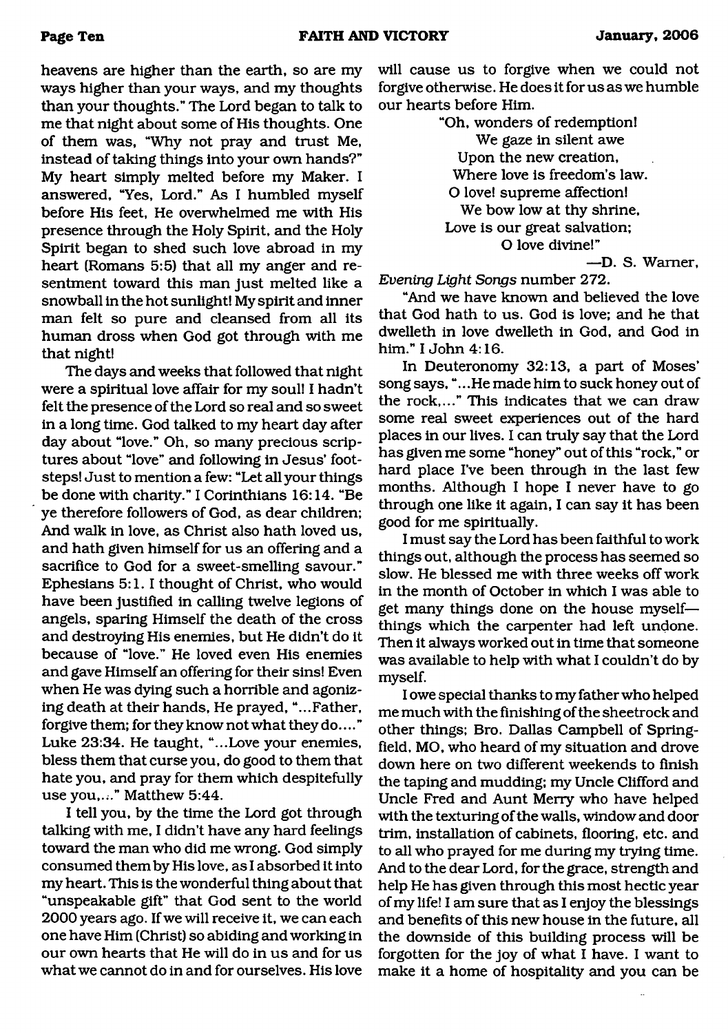heavens are higher than the earth, so are my ways higher than your ways, and my thoughts than your thoughts." The Lord began to talk to me that night about some of His thoughts. One of them was, "Why not pray and trust Me, instead of taking things into your own hands?" My heart simply melted before my Maker. I answered, "Yes, Lord." As I humbled myself before His feet, He overwhelmed me with His presence through the Holy Spirit, and the Holy Spirit began to shed such love abroad in my heart (Romans 5:5) that all my anger and resentment toward this man just melted like a snowball in the hot sunlight! My spirit and inner man felt so pure and cleansed from all its human dross when God got through with me that night!

The days and weeks that followed that night were a spiritual love affair for my soul! I hadn't felt the presence of the Lord so real and so sweet in a long time. God talked to my heart day after day about "love." Oh, so many precious scriptures about "love" and following in Jesus' footsteps! Just to mention a few: "Let all your things be done with charity." I Corinthians 16:14. "Be ye therefore followers of God, as dear children; And walk in love, as Christ also hath loved us, and hath given himself for us an offering and a sacrifice to God for a sweet-smelling savour." Ephesians 5:1. I thought of Christ, who would have been justified in calling twelve legions of angels, sparing Himself the death of the cross and destroying His enemies, but He didn't do it because of "love." He loved even His enemies and gave Himself an offering for their sins! Even when He was dying such a horrible and agonizing death at their hands, He prayed, "...Father, forgive them; for they know not what they do...." Luke 23:34. He taught, "...Love your enemies, bless them that curse you, do good to them that hate you, and pray for them which despitefully use you,..." Matthew 5:44.

I tell you, by the time the Lord got through talking with me, I didn't have any hard feelings toward the man who did me wrong. God simply consumed them by His love, as I absorbed it into my heart. This is the wonderful thing about that "unspeakable gift" that God sent to the world 2000 years ago. If we will receive it, we can each one have Him (Christ) so abiding and working in our own hearts that He will do in us and for us what we cannot do in and for ourselves. His love will cause us to forgive when we could not forgive otherwise. He does it for us as we humble our hearts before Him.

"Oh, wonders of redemption!
We gaze in silent awe
Upon the new creation,
Where love is freedom's law.
O love! supreme affection!
We bow low at thy shrine,
Love is our great salvation;
O love divine!"

—D. S. Warner, *Evening Light Songs* number 272.

"And we have known and believed the love that God hath to us. God is love; and he that dwelleth in love dwelleth in God, and God in him." I John 4:16.

In Deuteronomy 32:13, a part of Moses' song says, "...He made him to suck honey out of the rock,..." This indicates that we can draw some real sweet experiences out of the hard places in our lives. I can truly say that the Lord has given me some "honey" out of this "rock," or hard place I've been through in the last few months. Although I hope I never have to go through one like it again, I can say it has been good for me spiritually.

I must say the Lord has been faithful to work things out, although the process has seemed so slow. He blessed me with three weeks off work in the month of October in which I was able to get many things done on the house myself—things which the carpenter had left undone. Then it always worked out in time that someone was available to help with what I couldn't do by myself.

I owe special thanks to my father who helped me much with the finishing of the sheetrock and other things; Bro. Dallas Campbell of Springfield, MO, who heard of my situation and drove down here on two different weekends to finish the taping and mudding; my Uncle Clifford and Uncle Fred and Aunt Merry who have helped with the texturing of the walls, window and door trim, installation of cabinets, flooring, etc. and to all who prayed for me during my trying time. And to the dear Lord, for the grace, strength and help He has given through this most hectic year of my life! I am sure that as I enjoy the blessings and benefits of this new house in the future, all the downside of this building process will be forgotten for the joy of what I have. I want to make it a home of hospitality and you can be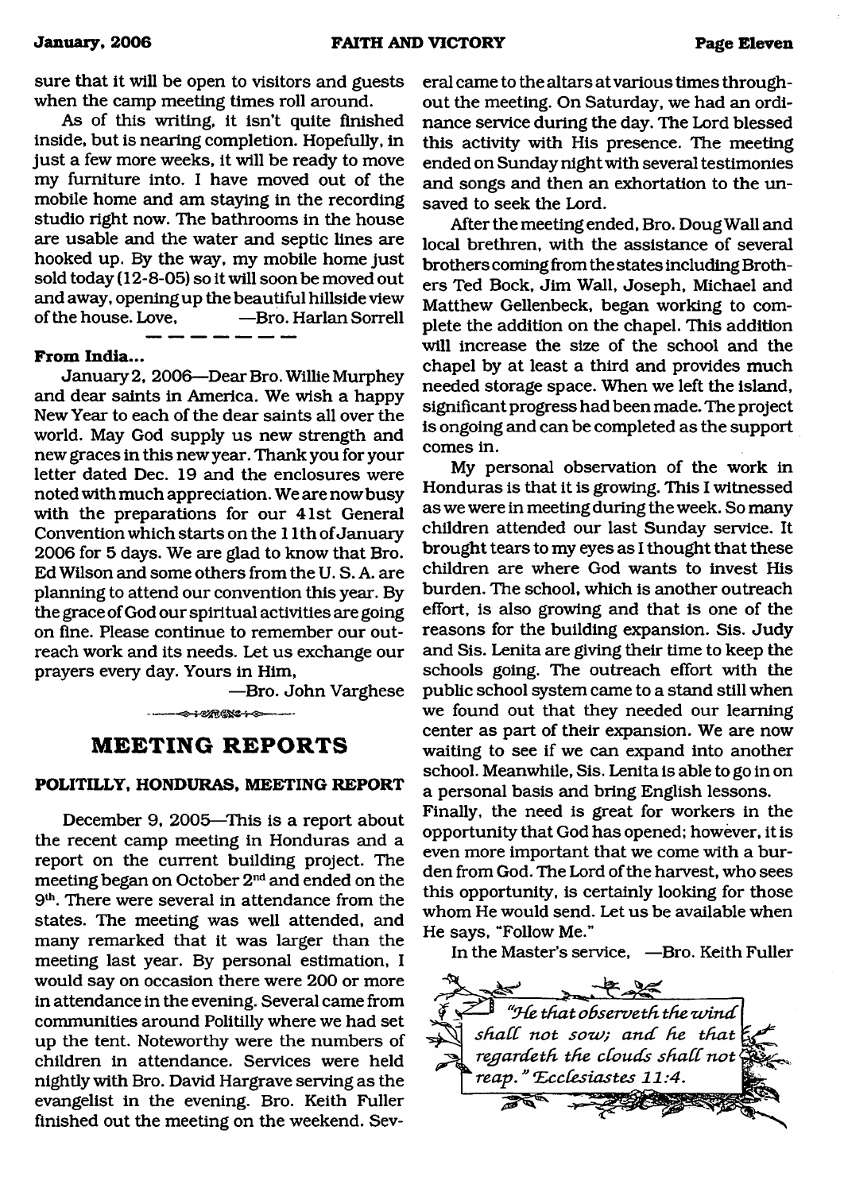sure that it will be open to visitors and guests when the camp meeting times roll around.

As of this writing, it isn't quite finished inside, but is nearing completion. Hopefully, in just a few more weeks, it will be ready to move my furniture into. I have moved out of the mobile home and am staying in the recording studio right now. The bathrooms in the house are usable and the water and septic lines are hooked up. By the way, my mobile home just sold today (12-8-05) so it will soon be moved out and away, opening up the beautiful hillside view of the house. Love, —Bro. Harlan Sorrell

**From India...**

January 2, 2006—Dear Bro. Willie Murphey and dear saints in America. We wish a happy New Year to each of the dear saints all over the world. May God supply us new strength and new graces in this new year. Thank you for your letter dated Dec. 19 and the enclosures were noted with much appreciation. We are now busy with the preparations for our 41st General Convention which starts on the 11th of January 2006 for 5 days. We are glad to know that Bro. Ed Wilson and some others from the U. S. A. are planning to attend our convention this year. By the grace of God our spiritual activities are going on fine. Please continue to remember our outreach work and its needs. Let us exchange our prayers every day. Yours in Him,

—Bro. John Varghese

## MEETING REPORTS

### POLITILLY, HONDURAS, MEETING REPORT

December 9, 2005—This is a report about the recent camp meeting in Honduras and a report on the current building project. The meeting began on October 2nd and ended on the 9th. There were several in attendance from the states. The meeting was well attended, and many remarked that it was larger than the meeting last year. By personal estimation, I would say on occasion there were 200 or more in attendance in the evening. Several came from communities around Politilly where we had set up the tent. Noteworthy were the numbers of children in attendance. Services were held nightly with Bro. David Hargrave serving as the evangelist in the evening. Bro. Keith Fuller finished out the meeting on the weekend. Several came to the altars at various times throughout the meeting. On Saturday, we had an ordinance service during the day. The Lord blessed this activity with His presence. The meeting ended on Sunday night with several testimonies and songs and then an exhortation to the unsaved to seek the Lord.

After the meeting ended, Bro. Doug Wall and local brethren, with the assistance of several brothers coming from the states including Brothers Ted Bock, Jim Wall, Joseph, Michael and Matthew Gellenbeck, began working to complete the addition on the chapel. This addition will increase the size of the school and the chapel by at least a third and provides much needed storage space. When we left the island, significant progress had been made. The project is ongoing and can be completed as the support comes in.

My personal observation of the work in Honduras is that it is growing. This I witnessed as we were in meeting during the week. So many children attended our last Sunday service. It brought tears to my eyes as I thought that these children are where God wants to invest His burden. The school, which is another outreach effort, is also growing and that is one of the reasons for the building expansion. Sis. Judy and Sis. Lenita are giving their time to keep the schools going. The outreach effort with the public school system came to a stand still when we found out that they needed our learning center as part of their expansion. We are now waiting to see if we can expand into another school. Meanwhile, Sis. Lenita is able to go in on a personal basis and bring English lessons.

Finally, the need is great for workers in the opportunity that God has opened; however, it is even more important that we come with a burden from God. The Lord of the harvest, who sees this opportunity, is certainly looking for those whom He would send. Let us be available when He says, "Follow Me."

In the Master's service, —Bro. Keith Fuller

*"He that observeth the wind shall not sow; and he that regardeth the clouds shall not reap." Ecclesiastes 11:4.*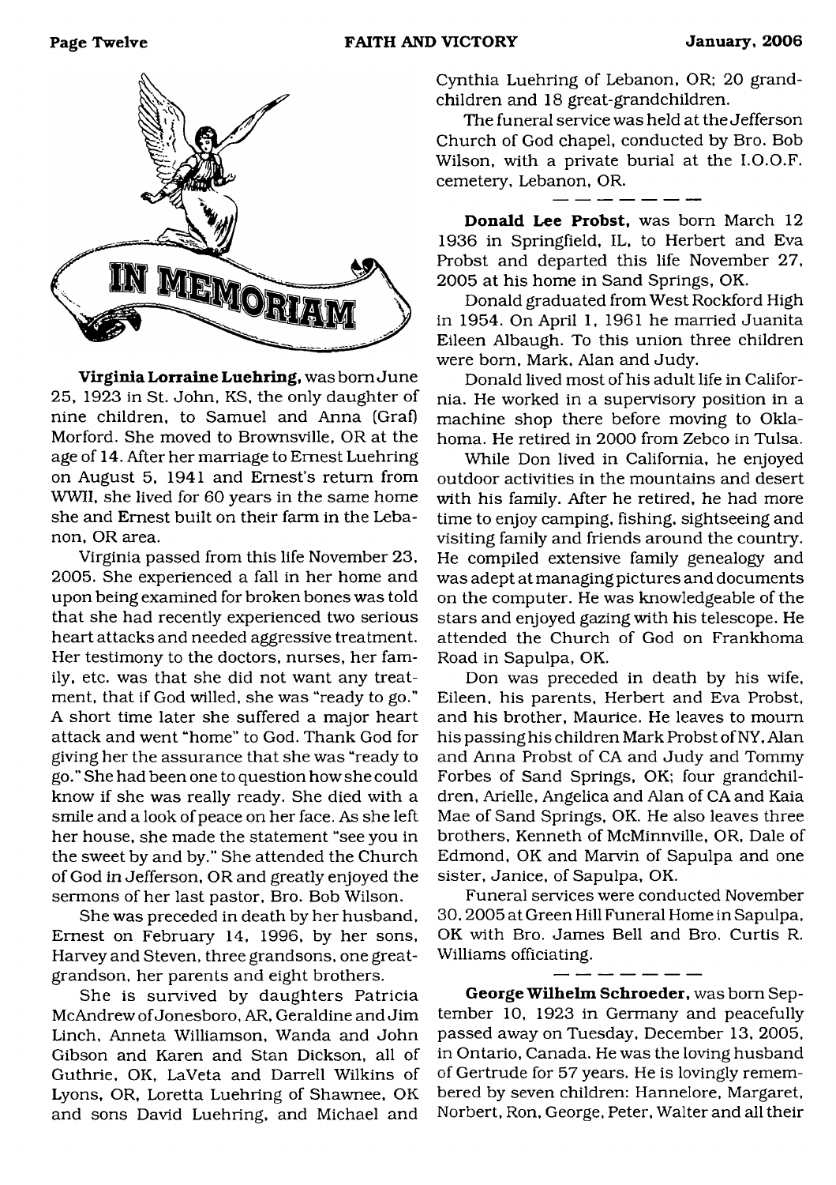# IN MEMORIAM

**Virginia Lorraine Luehring,** was born June 25, 1923 in St. John, KS, the only daughter of nine children, to Samuel and Anna (Graf) Morford. She moved to Brownsville, OR at the age of 14. After her marriage to Ernest Luehring on August 5, 1941 and Ernest's return from WWII, she lived for 60 years in the same home she and Ernest built on their farm in the Lebanon, OR area.

Virginia passed from this life November 23, 2005. She experienced a fall in her home and upon being examined for broken bones was told that she had recently experienced two serious heart attacks and needed aggressive treatment. Her testimony to the doctors, nurses, her family, etc. was that she did not want any treatment, that if God willed, she was "ready to go." A short time later she suffered a major heart attack and went "home" to God. Thank God for giving her the assurance that she was "ready to go." She had been one to question how she could know if she was really ready. She died with a smile and a look of peace on her face. As she left her house, she made the statement "see you in the sweet by and by." She attended the Church of God in Jefferson, OR and greatly enjoyed the sermons of her last pastor, Bro. Bob Wilson.

She was preceded in death by her husband, Ernest on February 14, 1996, by her sons, Harvey and Steven, three grandsons, one great-grandson, her parents and eight brothers.

She is survived by daughters Patricia McAndrew of Jonesboro, AR, Geraldine and Jim Linch, Anneta Williamson, Wanda and John Gibson and Karen and Stan Dickson, all of Guthrie, OK, LaVeta and Darrell Wilkins of Lyons, OR, Loretta Luehring of Shawnee, OK and sons David Luehring, and Michael and Cynthia Luehring of Lebanon, OR; 20 grandchildren and 18 great-grandchildren.

The funeral service was held at the Jefferson Church of God chapel, conducted by Bro. Bob Wilson, with a private burial at the I.O.O.F. cemetery, Lebanon, OR.

— — — — — — —

**Donald Lee Probst,** was born March 12 1936 in Springfield, IL, to Herbert and Eva Probst and departed this life November 27, 2005 at his home in Sand Springs, OK.

Donald graduated from West Rockford High in 1954. On April 1, 1961 he married Juanita Eileen Albaugh. To this union three children were born, Mark, Alan and Judy.

Donald lived most of his adult life in California. He worked in a supervisory position in a machine shop there before moving to Oklahoma. He retired in 2000 from Zebco in Tulsa.

While Don lived in California, he enjoyed outdoor activities in the mountains and desert with his family. After he retired, he had more time to enjoy camping, fishing, sightseeing and visiting family and friends around the country. He compiled extensive family genealogy and was adept at managing pictures and documents on the computer. He was knowledgeable of the stars and enjoyed gazing with his telescope. He attended the Church of God on Frankhoma Road in Sapulpa, OK.

Don was preceded in death by his wife, Eileen, his parents, Herbert and Eva Probst, and his brother, Maurice. He leaves to mourn his passing his children Mark Probst of NY, Alan and Anna Probst of CA and Judy and Tommy Forbes of Sand Springs, OK; four grandchildren, Arielle, Angelica and Alan of CA and Kaia Mae of Sand Springs, OK. He also leaves three brothers, Kenneth of McMinnville, OR, Dale of Edmond, OK and Marvin of Sapulpa and one sister, Janice, of Sapulpa, OK.

Funeral services were conducted November 30, 2005 at Green Hill Funeral Home in Sapulpa, OK with Bro. James Bell and Bro. Curtis R. Williams officiating.

— — — — — — —

**George Wilhelm Schroeder,** was born September 10, 1923 in Germany and peacefully passed away on Tuesday, December 13, 2005, in Ontario, Canada. He was the loving husband of Gertrude for 57 years. He is lovingly remembered by seven children: Hannelore, Margaret, Norbert, Ron, George, Peter, Walter and all their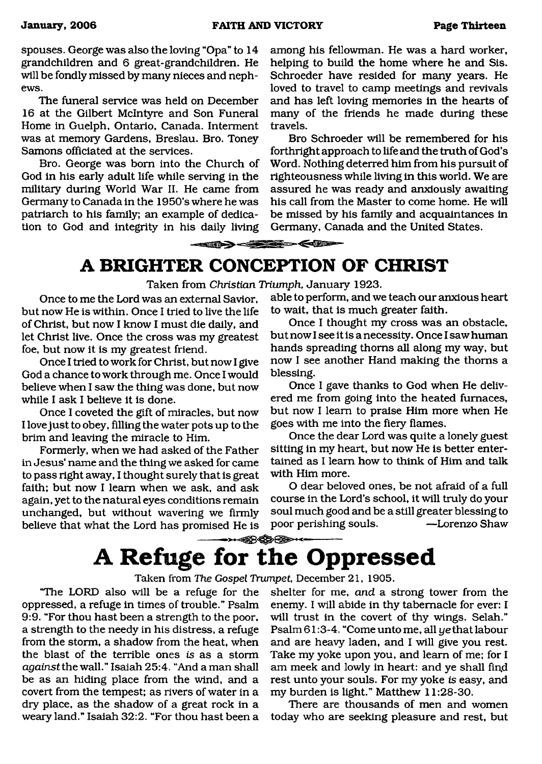spouses. George was also the loving "Opa" to 14 grandchildren and 6 great-grandchildren. He will be fondly missed by many nieces and nephews.

The funeral service was held on December 16 at the Gilbert McIntyre and Son Funeral Home in Guelph, Ontario, Canada. Interment was at memory Gardens, Breslau. Bro. Toney Samons officiated at the services.

Bro. George was born into the Church of God in his early adult life while serving in the military during World War II. He came from Germany to Canada in the 1950's where he was patriarch to his family; an example of dedication to God and integrity in his daily living among his fellowman. He was a hard worker, helping to build the home where he and Sis. Schroeder have resided for many years. He loved to travel to camp meetings and revivals and has left loving memories in the hearts of many of the friends he made during these travels.

Bro Schroeder will be remembered for his forthright approach to life and the truth of God's Word. Nothing deterred him from his pursuit of righteousness while living in this world. We are assured he was ready and anxiously awaiting his call from the Master to come home. He will be missed by his family and acquaintances in Germany, Canada and the United States.

## A BRIGHTER CONCEPTION OF CHRIST

Taken from *Christian Triumph*, January 1923.

Once to me the Lord was an external Savior, but now He is within. Once I tried to live the life of Christ, but now I know I must die daily, and let Christ live. Once the cross was my greatest foe, but now it is my greatest friend.

Once I tried to work for Christ, but now I give God a chance to work through me. Once I would believe when I saw the thing was done, but now while I ask I believe it is done.

Once I coveted the gift of miracles, but now I love just to obey, filling the water pots up to the brim and leaving the miracle to Him.

Formerly, when we had asked of the Father in Jesus' name and the thing we asked for came to pass right away, I thought surely that is great faith; but now I learn when we ask, and ask again, yet to the natural eyes conditions remain unchanged, but without wavering we firmly believe that what the Lord has promised He is able to perform, and we teach our anxious heart to wait, that is much greater faith.

Once I thought my cross was an obstacle, but now I see it is a necessity. Once I saw human hands spreading thorns all along my way, but now I see another Hand making the thorns a blessing.

Once I gave thanks to God when He delivered me from going into the heated furnaces, but now I learn to praise Him more when He goes with me into the fiery flames.

Once the dear Lord was quite a lonely guest sitting in my heart, but now He is better entertained as I learn how to think of Him and talk with Him more.

O dear beloved ones, be not afraid of a full course in the Lord's school, it will truly do your soul much good and be a still greater blessing to poor perishing souls. —Lorenzo Shaw

# A Refuge for the Oppressed

Taken from *The Gospel Trumpet*, December 21, 1905.

"The LORD also will be a refuge for the oppressed, a refuge in times of trouble." Psalm 9:9. "For thou hast been a strength to the poor, a strength to the needy in his distress, a refuge from the storm, a shadow from the heat, when the blast of the terrible ones *is* as a storm *against* the wall." Isaiah 25:4. "And a man shall be as an hiding place from the wind, and a covert from the tempest; as rivers of water in a dry place, as the shadow of a great rock in a weary land." Isaiah 32:2. "For thou hast been a shelter for me, *and* a strong tower from the enemy. I will abide in thy tabernacle for ever: I will trust in the covert of thy wings. Selah." Psalm 61:3-4. "Come unto me, all *ye* that labour and are heavy laden, and I will give you rest. Take my yoke upon you, and learn of me; for I am meek and lowly in heart: and ye shall find rest unto your souls. For my yoke *is* easy, and my burden is light." Matthew 11:28-30.

There are thousands of men and women today who are seeking pleasure and rest, but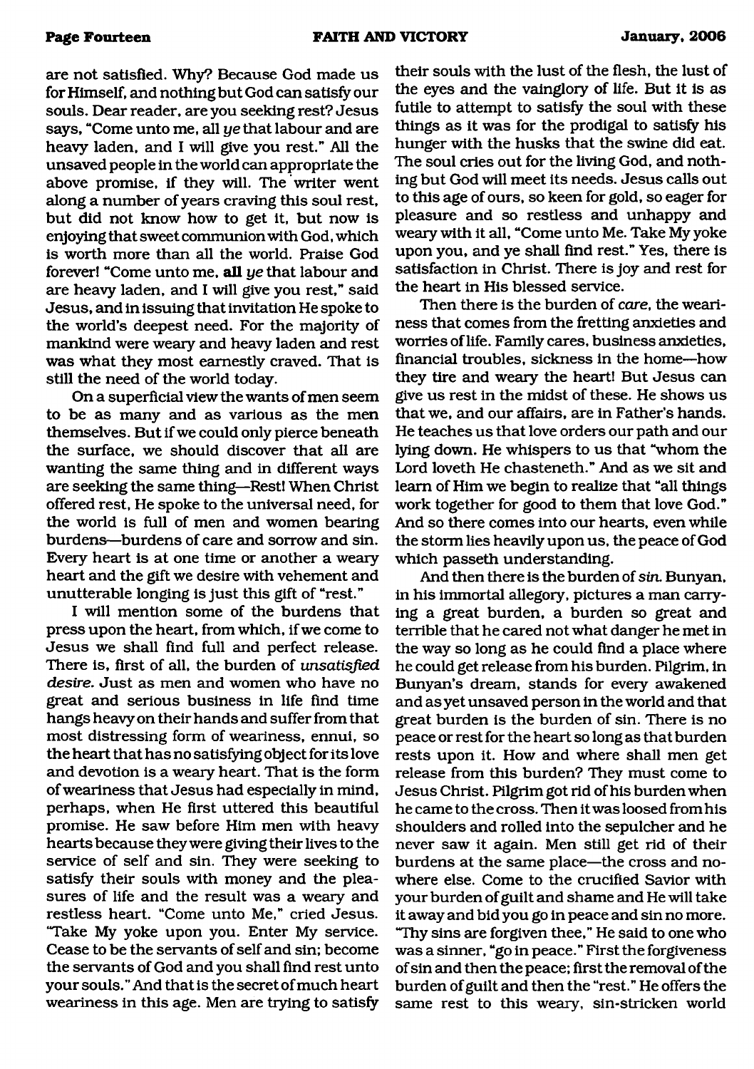are not satisfied. Why? Because God made us for Himself, and nothing but God can satisfy our souls. Dear reader, are you seeking rest? Jesus says, "Come unto me, all *ye* that labour and are heavy laden, and I will give you rest." All the unsaved people in the world can appropriate the above promise, if they will. The writer went along a number of years craving this soul rest, but did not know how to get it, but now is enjoying that sweet communion with God, which is worth more than all the world. Praise God forever! "Come unto me, **all** *ye* that labour and are heavy laden, and I will give you rest," said Jesus, and in issuing that invitation He spoke to the world's deepest need. For the majority of mankind were weary and heavy laden and rest was what they most earnestly craved. That is still the need of the world today.

On a superficial view the wants of men seem to be as many and as various as the men themselves. But if we could only pierce beneath the surface, we should discover that all are wanting the same thing and in different ways are seeking the same thing—Rest! When Christ offered rest, He spoke to the universal need, for the world is full of men and women bearing burdens—burdens of care and sorrow and sin. Every heart is at one time or another a weary heart and the gift we desire with vehement and unutterable longing is just this gift of "rest."

I will mention some of the burdens that press upon the heart, from which, if we come to Jesus we shall find full and perfect release. There is, first of all, the burden of *unsatisfied desire.* Just as men and women who have no great and serious business in life find time hangs heavy on their hands and suffer from that most distressing form of weariness, ennui, so the heart that has no satisfying object for its love and devotion is a weary heart. That is the form of weariness that Jesus had especially in mind, perhaps, when He first uttered this beautiful promise. He saw before Him men with heavy hearts because they were giving their lives to the service of self and sin. They were seeking to satisfy their souls with money and the pleasures of life and the result was a weary and restless heart. "Come unto Me," cried Jesus. "Take My yoke upon you. Enter My service. Cease to be the servants of self and sin; become the servants of God and you shall find rest unto your souls." And that is the secret of much heart weariness in this age. Men are trying to satisfy their souls with the lust of the flesh, the lust of the eyes and the vainglory of life. But it is as futile to attempt to satisfy the soul with these things as it was for the prodigal to satisfy his hunger with the husks that the swine did eat. The soul cries out for the living God, and nothing but God will meet its needs. Jesus calls out to this age of ours, so keen for gold, so eager for pleasure and so restless and unhappy and weary with it all, "Come unto Me. Take My yoke upon you, and ye shall find rest." Yes, there is satisfaction in Christ. There is joy and rest for the heart in His blessed service.

Then there is the burden of *care*, the weariness that comes from the fretting anxieties and worries of life. Family cares, business anxieties, financial troubles, sickness in the home—how they tire and weary the heart! But Jesus can give us rest in the midst of these. He shows us that we, and our affairs, are in Father's hands. He teaches us that love orders our path and our lying down. He whispers to us that "whom the Lord loveth He chasteneth." And as we sit and learn of Him we begin to realize that "all things work together for good to them that love God." And so there comes into our hearts, even while the storm lies heavily upon us, the peace of God which passeth understanding.

And then there is the burden of *sin*. Bunyan, in his immortal allegory, pictures a man carrying a great burden, a burden so great and terrible that he cared not what danger he met in the way so long as he could find a place where he could get release from his burden. Pilgrim, in Bunyan's dream, stands for every awakened and as yet unsaved person in the world and that great burden is the burden of sin. There is no peace or rest for the heart so long as that burden rests upon it. How and where shall men get release from this burden? They must come to Jesus Christ. Pilgrim got rid of his burden when he came to the cross. Then it was loosed from his shoulders and rolled into the sepulcher and he never saw it again. Men still get rid of their burdens at the same place—the cross and nowhere else. Come to the crucified Savior with your burden of guilt and shame and He will take it away and bid you go in peace and sin no more. "Thy sins are forgiven thee," He said to one who was a sinner, "go in peace." First the forgiveness of sin and then the peace; first the removal of the burden of guilt and then the "rest." He offers the same rest to this weary, sin-stricken world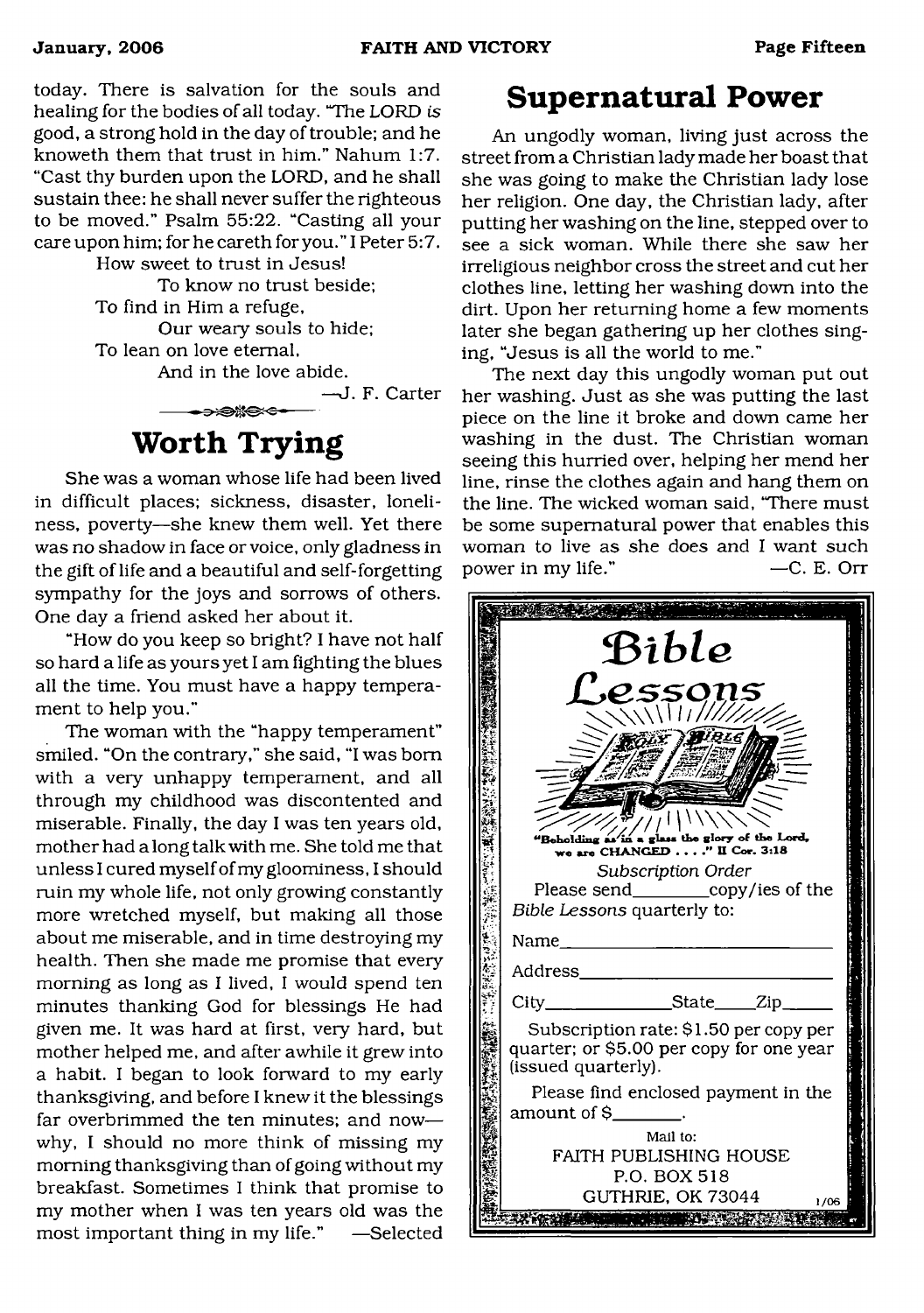today. There is salvation for the souls and healing for the bodies of all today. "The LORD *is* good, a strong hold in the day of trouble; and he knoweth them that trust in him." Nahum 1:7. "Cast thy burden upon the LORD, and he shall sustain thee: he shall never suffer the righteous to be moved." Psalm 55:22. "Casting all your care upon him; for he careth for you." I Peter 5:7.

> How sweet to trust in Jesus!
> To know no trust beside;
> To find in Him a refuge,
> Our weary souls to hide;
> To lean on love eternal,
> And in the love abide.
>
> —J. F. Carter

## Worth Trying

She was a woman whose life had been lived in difficult places; sickness, disaster, loneliness, poverty—she knew them well. Yet there was no shadow in face or voice, only gladness in the gift of life and a beautiful and self-forgetting sympathy for the joys and sorrows of others. One day a friend asked her about it.

"How do you keep so bright? I have not half so hard a life as yours yet I am fighting the blues all the time. You must have a happy temperament to help you."

The woman with the "happy temperament" smiled. "On the contrary," she said, "I was born with a very unhappy temperament, and all through my childhood was discontented and miserable. Finally, the day I was ten years old, mother had a long talk with me. She told me that unless I cured myself of my gloominess, I should ruin my whole life, not only growing constantly more wretched myself, but making all those about me miserable, and in time destroying my health. Then she made me promise that every morning as long as I lived, I would spend ten minutes thanking God for blessings He had given me. It was hard at first, very hard, but mother helped me, and after awhile it grew into a habit. I began to look forward to my early thanksgiving, and before I knew it the blessings far overbrimmed the ten minutes; and now—why, I should no more think of missing my morning thanksgiving than of going without my breakfast. Sometimes I think that promise to my mother when I was ten years old was the most important thing in my life." —Selected

## Supernatural Power

An ungodly woman, living just across the street from a Christian lady made her boast that she was going to make the Christian lady lose her religion. One day, the Christian lady, after putting her washing on the line, stepped over to see a sick woman. While there she saw her irreligious neighbor cross the street and cut her clothes line, letting her washing down into the dirt. Upon her returning home a few moments later she began gathering up her clothes singing, "Jesus is all the world to me."

The next day this ungodly woman put out her washing. Just as she was putting the last piece on the line it broke and down came her washing in the dust. The Christian woman seeing this hurried over, helping her mend her line, rinse the clothes again and hang them on the line. The wicked woman said, "There must be some supernatural power that enables this woman to live as she does and I want such power in my life." —C. E. Orr

---

## *Bible Lessons*

"Beholding as in a glass the glory of the Lord, we are CHANGED . . . ." II Cor. 3:18

*Subscription Order*

Please send________copy/ies of the *Bible Lessons* quarterly to:

Name______________________________

Address____________________________

City______________State_____Zip______

Subscription rate: $1.50 per copy per quarter; or $5.00 per copy for one year (issued quarterly).

Please find enclosed payment in the amount of $_______.

Mail to:
FAITH PUBLISHING HOUSE
P.O. BOX 518
GUTHRIE, OK 73044

1/06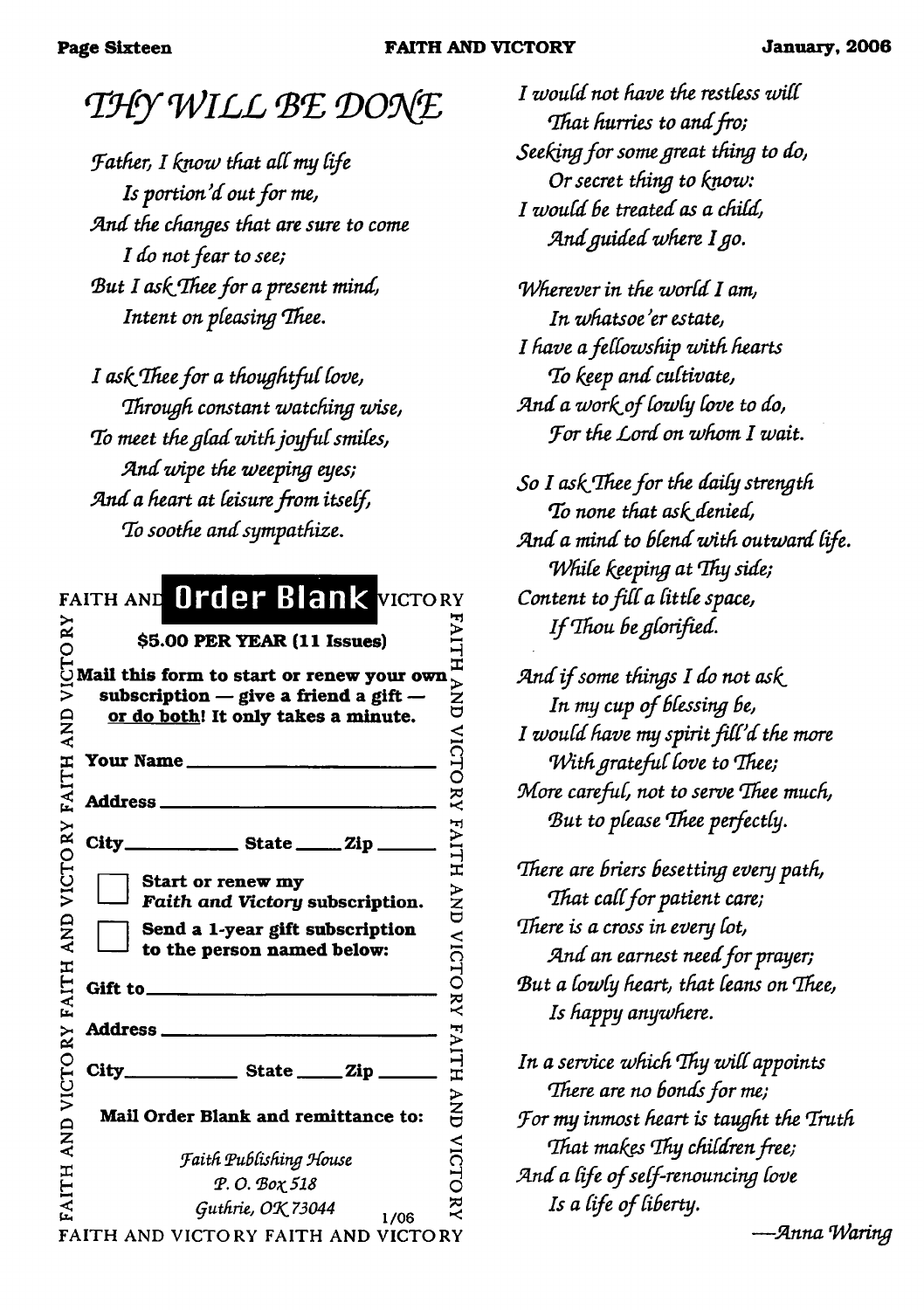# THY WILL BE DONE

*Father, I know that all my life*
*Is portion'd out for me,*
*And the changes that are sure to come*
*I do not fear to see;*
*But I ask Thee for a present mind,*
*Intent on pleasing Thee.*

*I ask Thee for a thoughtful love,*
*Through constant watching wise,*
*To meet the glad with joyful smiles,*
*And wipe the weeping eyes;*
*And a heart at leisure from itself,*
*To soothe and sympathize.*

*I would not have the restless will*
*That hurries to and fro;*
*Seeking for some great thing to do,*
*Or secret thing to know:*
*I would be treated as a child,*
*And guided where I go.*

*Wherever in the world I am,*
*In whatsoe'er estate,*
*I have a fellowship with hearts*
*To keep and cultivate,*
*And a work of lowly love to do,*
*For the Lord on whom I wait.*

*So I ask Thee for the daily strength*
*To none that ask denied,*
*And a mind to blend with outward life.*
*While keeping at Thy side;*
*Content to fill a little space,*
*If Thou be glorified.*

*And if some things I do not ask*
*In my cup of blessing be,*
*I would have my spirit fill'd the more*
*With grateful love to Thee;*
*More careful, not to serve Thee much,*
*But to please Thee perfectly.*

*There are briers besetting every path,*
*That call for patient care;*
*There is a cross in every lot,*
*And an earnest need for prayer;*
*But a lowly heart, that leans on Thee,*
*Is happy anywhere.*

*In a service which Thy will appoints*
*There are no bonds for me;*
*For my inmost heart is taught the Truth*
*That makes Thy children free;*
*And a life of self-renouncing love*
*Is a life of liberty.*

—*Anna Waring*

FAITH AND VICTORY

## Order Blank

**$5.00 PER YEAR (11 Issues)**

**Mail this form to start or renew your own subscription — give a friend a gift — or do both! It only takes a minute.**

**Your Name** ____________________

**Address** ____________________

**City** __________ **State** _____ **Zip** _____

☐ **Start or renew my *Faith and Victory* subscription.**

☐ **Send a 1-year gift subscription to the person named below:**

**Gift to** ____________________

**Address** ____________________

**City** __________ **State** _____ **Zip** _____

**Mail Order Blank and remittance to:**

*Faith Publishing House*
*P. O. Box 518*
*Guthrie, OK 73044*

1/06